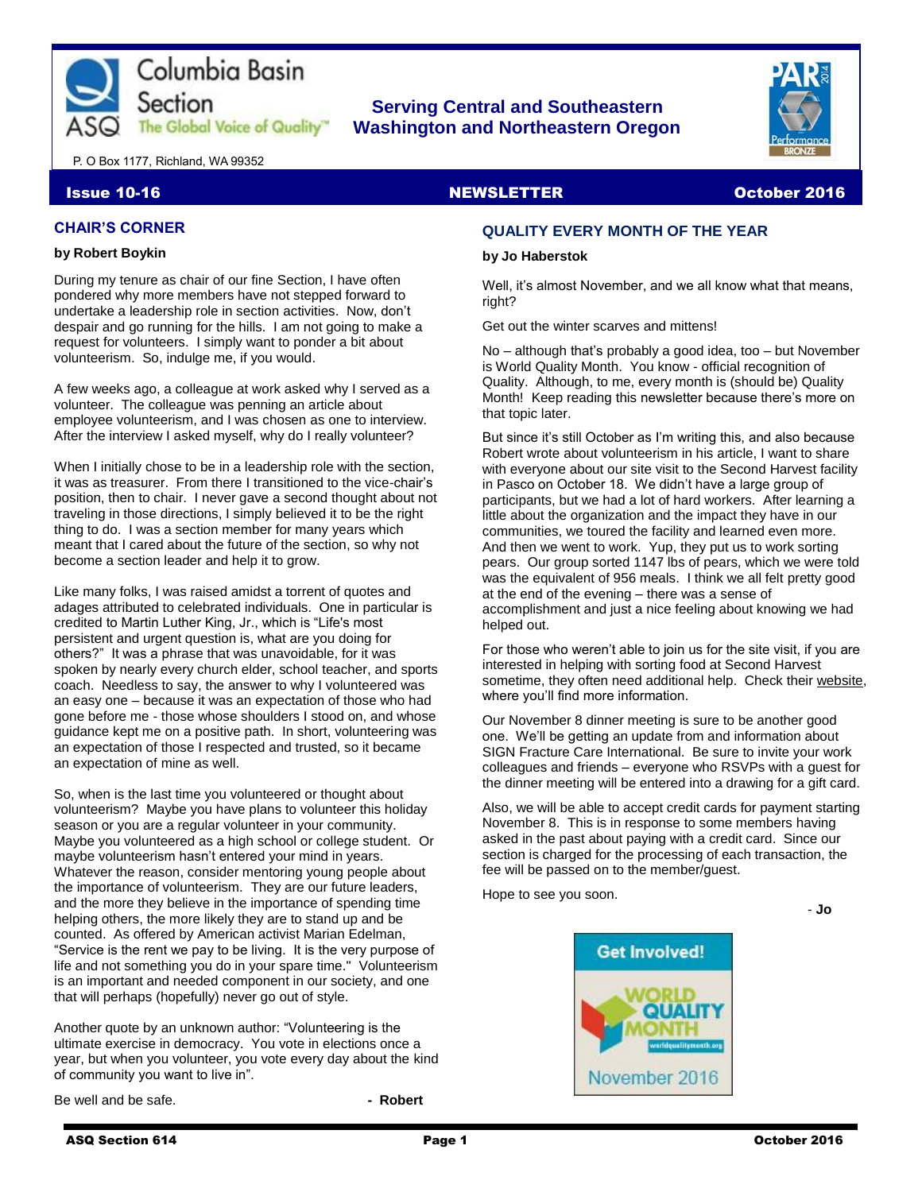Columbia Basin Section

ASQ The Global Voice of Quality

**Serving Central and Southeastern Washington and Northeastern Oregon**

P. O Box 1177, Richland, WA 99352

**Issue 10-16** **NEWSLETTER** **October 2016**

## CHAIR'S CORNER

**by Robert Boykin**

During my tenure as chair of our fine Section, I have often pondered why more members have not stepped forward to undertake a leadership role in section activities. Now, don't despair and go running for the hills. I am not going to make a request for volunteers. I simply want to ponder a bit about volunteerism. So, indulge me, if you would.

A few weeks ago, a colleague at work asked why I served as a volunteer. The colleague was penning an article about employee volunteerism, and I was chosen as one to interview. After the interview I asked myself, why do I really volunteer?

When I initially chose to be in a leadership role with the section, it was as treasurer. From there I transitioned to the vice-chair's position, then to chair. I never gave a second thought about not traveling in those directions, I simply believed it to be the right thing to do. I was a section member for many years which meant that I cared about the future of the section, so why not become a section leader and help it to grow.

Like many folks, I was raised amidst a torrent of quotes and adages attributed to celebrated individuals. One in particular is credited to Martin Luther King, Jr., which is "Life's most persistent and urgent question is, what are you doing for others?" It was a phrase that was unavoidable, for it was spoken by nearly every church elder, school teacher, and sports coach. Needless to say, the answer to why I volunteered was an easy one – because it was an expectation of those who had gone before me - those whose shoulders I stood on, and whose guidance kept me on a positive path. In short, volunteering was an expectation of those I respected and trusted, so it became an expectation of mine as well.

So, when is the last time you volunteered or thought about volunteerism? Maybe you have plans to volunteer this holiday season or you are a regular volunteer in your community. Maybe you volunteered as a high school or college student. Or maybe volunteerism hasn't entered your mind in years. Whatever the reason, consider mentoring young people about the importance of volunteerism. They are our future leaders, and the more they believe in the importance of spending time helping others, the more likely they are to stand up and be counted. As offered by American activist Marian Edelman, "Service is the rent we pay to be living. It is the very purpose of life and not something you do in your spare time." Volunteerism is an important and needed component in our society, and one that will perhaps (hopefully) never go out of style.

Another quote by an unknown author: "Volunteering is the ultimate exercise in democracy. You vote in elections once a year, but when you volunteer, you vote every day about the kind of community you want to live in".

Be well and be safe.

**- Robert**

## QUALITY EVERY MONTH OF THE YEAR

**by Jo Haberstok**

Well, it's almost November, and we all know what that means, right?

Get out the winter scarves and mittens!

No – although that's probably a good idea, too – but November is World Quality Month. You know - official recognition of Quality. Although, to me, every month is (should be) Quality Month! Keep reading this newsletter because there's more on that topic later.

But since it's still October as I'm writing this, and also because Robert wrote about volunteerism in his article, I want to share with everyone about our site visit to the Second Harvest facility in Pasco on October 18. We didn't have a large group of participants, but we had a lot of hard workers. After learning a little about the organization and the impact they have in our communities, we toured the facility and learned even more. And then we went to work. Yup, they put us to work sorting pears. Our group sorted 1147 lbs of pears, which we were told was the equivalent of 956 meals. I think we all felt pretty good at the end of the evening – there was a sense of accomplishment and just a nice feeling about knowing we had helped out.

For those who weren't able to join us for the site visit, if you are interested in helping with sorting food at Second Harvest sometime, they often need additional help. Check their website, where you'll find more information.

Our November 8 dinner meeting is sure to be another good one. We'll be getting an update from and information about SIGN Fracture Care International. Be sure to invite your work colleagues and friends – everyone who RSVPs with a guest for the dinner meeting will be entered into a drawing for a gift card.

Also, we will be able to accept credit cards for payment starting November 8. This is in response to some members having asked in the past about paying with a credit card. Since our section is charged for the processing of each transaction, the fee will be passed on to the member/guest.

Hope to see you soon.

\- **Jo**

Get Involved!

WORLD QUALITY MONTH

worldqualitymonth.org

November 2016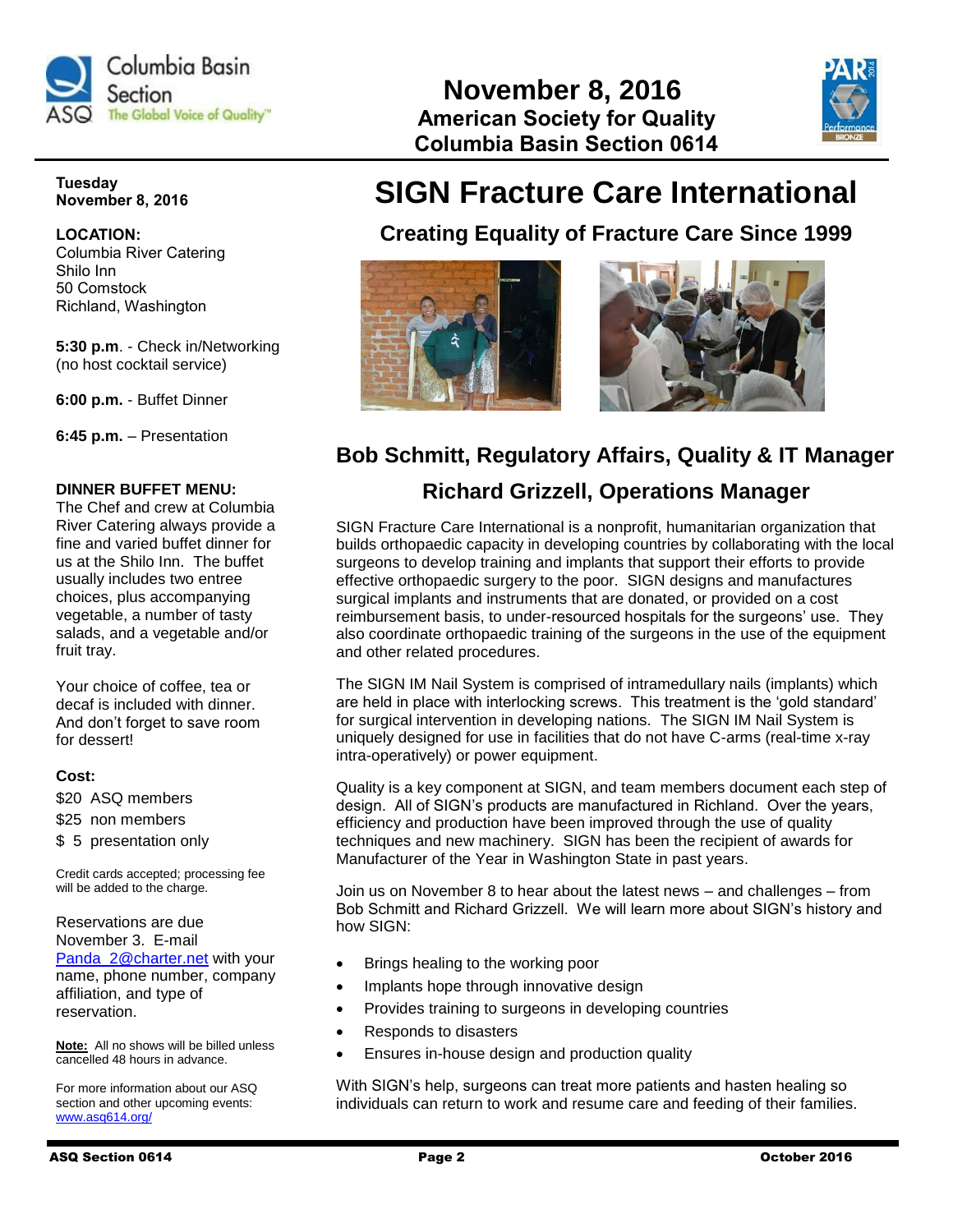# November 8, 2016

**American Society for Quality**
**Columbia Basin Section 0614**

**Tuesday**
**November 8, 2016**

**LOCATION:**
Columbia River Catering
Shilo Inn
50 Comstock
Richland, Washington

**5:30 p.m**. - Check in/Networking (no host cocktail service)

**6:00 p.m.** - Buffet Dinner

**6:45 p.m.** – Presentation

**DINNER BUFFET MENU:**
The Chef and crew at Columbia River Catering always provide a fine and varied buffet dinner for us at the Shilo Inn. The buffet usually includes two entree choices, plus accompanying vegetable, a number of tasty salads, and a vegetable and/or fruit tray.

Your choice of coffee, tea or decaf is included with dinner. And don't forget to save room for dessert!

**Cost:**

$20 ASQ members
$25 non members
$ 5 presentation only

Credit cards accepted; processing fee will be added to the charge.

Reservations are due November 3. E-mail Panda_2@charter.net with your name, phone number, company affiliation, and type of reservation.

**Note:** All no shows will be billed unless cancelled 48 hours in advance.

For more information about our ASQ section and other upcoming events: www.asq614.org/

# SIGN Fracture Care International

## Creating Equality of Fracture Care Since 1999

### Bob Schmitt, Regulatory Affairs, Quality & IT Manager

### Richard Grizzell, Operations Manager

SIGN Fracture Care International is a nonprofit, humanitarian organization that builds orthopaedic capacity in developing countries by collaborating with the local surgeons to develop training and implants that support their efforts to provide effective orthopaedic surgery to the poor. SIGN designs and manufactures surgical implants and instruments that are donated, or provided on a cost reimbursement basis, to under-resourced hospitals for the surgeons' use. They also coordinate orthopaedic training of the surgeons in the use of the equipment and other related procedures.

The SIGN IM Nail System is comprised of intramedullary nails (implants) which are held in place with interlocking screws. This treatment is the 'gold standard' for surgical intervention in developing nations. The SIGN IM Nail System is uniquely designed for use in facilities that do not have C-arms (real-time x-ray intra-operatively) or power equipment.

Quality is a key component at SIGN, and team members document each step of design. All of SIGN's products are manufactured in Richland. Over the years, efficiency and production have been improved through the use of quality techniques and new machinery. SIGN has been the recipient of awards for Manufacturer of the Year in Washington State in past years.

Join us on November 8 to hear about the latest news – and challenges – from Bob Schmitt and Richard Grizzell. We will learn more about SIGN's history and how SIGN:

- Brings healing to the working poor
- Implants hope through innovative design
- Provides training to surgeons in developing countries
- Responds to disasters
- Ensures in-house design and production quality

With SIGN's help, surgeons can treat more patients and hasten healing so individuals can return to work and resume care and feeding of their families.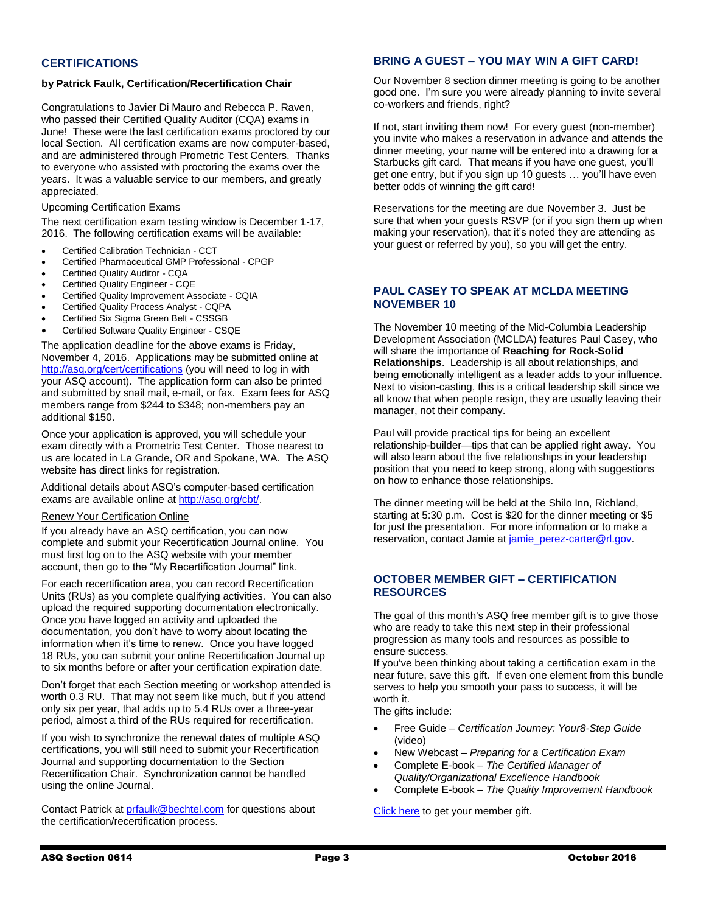## CERTIFICATIONS

**by Patrick Faulk, Certification/Recertification Chair**

Congratulations to Javier Di Mauro and Rebecca P. Raven, who passed their Certified Quality Auditor (CQA) exams in June! These were the last certification exams proctored by our local Section. All certification exams are now computer-based, and are administered through Prometric Test Centers. Thanks to everyone who assisted with proctoring the exams over the years. It was a valuable service to our members, and greatly appreciated.

### Upcoming Certification Exams

The next certification exam testing window is December 1-17, 2016. The following certification exams will be available:

- Certified Calibration Technician - CCT
- Certified Pharmaceutical GMP Professional - CPGP
- Certified Quality Auditor - CQA
- Certified Quality Engineer - CQE
- Certified Quality Improvement Associate - CQIA
- Certified Quality Process Analyst - CQPA
- Certified Six Sigma Green Belt - CSSGB
- Certified Software Quality Engineer - CSQE

The application deadline for the above exams is Friday, November 4, 2016. Applications may be submitted online at http://asq.org/cert/certifications (you will need to log in with your ASQ account). The application form can also be printed and submitted by snail mail, e-mail, or fax. Exam fees for ASQ members range from $244 to $348; non-members pay an additional $150.

Once your application is approved, you will schedule your exam directly with a Prometric Test Center. Those nearest to us are located in La Grande, OR and Spokane, WA. The ASQ website has direct links for registration.

Additional details about ASQ's computer-based certification exams are available online at http://asq.org/cbt/.

### Renew Your Certification Online

If you already have an ASQ certification, you can now complete and submit your Recertification Journal online. You must first log on to the ASQ website with your member account, then go to the "My Recertification Journal" link.

For each recertification area, you can record Recertification Units (RUs) as you complete qualifying activities. You can also upload the required supporting documentation electronically. Once you have logged an activity and uploaded the documentation, you don't have to worry about locating the information when it's time to renew. Once you have logged 18 RUs, you can submit your online Recertification Journal up to six months before or after your certification expiration date.

Don't forget that each Section meeting or workshop attended is worth 0.3 RU. That may not seem like much, but if you attend only six per year, that adds up to 5.4 RUs over a three-year period, almost a third of the RUs required for recertification.

If you wish to synchronize the renewal dates of multiple ASQ certifications, you will still need to submit your Recertification Journal and supporting documentation to the Section Recertification Chair. Synchronization cannot be handled using the online Journal.

Contact Patrick at prfaulk@bechtel.com for questions about the certification/recertification process.

## BRING A GUEST – YOU MAY WIN A GIFT CARD!

Our November 8 section dinner meeting is going to be another good one. I'm sure you were already planning to invite several co-workers and friends, right?

If not, start inviting them now! For every guest (non-member) you invite who makes a reservation in advance and attends the dinner meeting, your name will be entered into a drawing for a Starbucks gift card. That means if you have one guest, you'll get one entry, but if you sign up 10 guests … you'll have even better odds of winning the gift card!

Reservations for the meeting are due November 3. Just be sure that when your guests RSVP (or if you sign them up when making your reservation), that it's noted they are attending as your guest or referred by you), so you will get the entry.

## PAUL CASEY TO SPEAK AT MCLDA MEETING NOVEMBER 10

The November 10 meeting of the Mid-Columbia Leadership Development Association (MCLDA) features Paul Casey, who will share the importance of **Reaching for Rock-Solid Relationships**. Leadership is all about relationships, and being emotionally intelligent as a leader adds to your influence. Next to vision-casting, this is a critical leadership skill since we all know that when people resign, they are usually leaving their manager, not their company.

Paul will provide practical tips for being an excellent relationship-builder—tips that can be applied right away. You will also learn about the five relationships in your leadership position that you need to keep strong, along with suggestions on how to enhance those relationships.

The dinner meeting will be held at the Shilo Inn, Richland, starting at 5:30 p.m. Cost is $20 for the dinner meeting or $5 for just the presentation. For more information or to make a reservation, contact Jamie at jamie_perez-carter@rl.gov.

## OCTOBER MEMBER GIFT – CERTIFICATION RESOURCES

The goal of this month's ASQ free member gift is to give those who are ready to take this next step in their professional progression as many tools and resources as possible to ensure success.

If you've been thinking about taking a certification exam in the near future, save this gift. If even one element from this bundle serves to help you smooth your pass to success, it will be worth it.

The gifts include:

- Free Guide – *Certification Journey: Your8-Step Guide* (video)
- New Webcast – *Preparing for a Certification Exam*
- Complete E-book – *The Certified Manager of Quality/Organizational Excellence Handbook*
- Complete E-book – *The Quality Improvement Handbook*

Click here to get your member gift.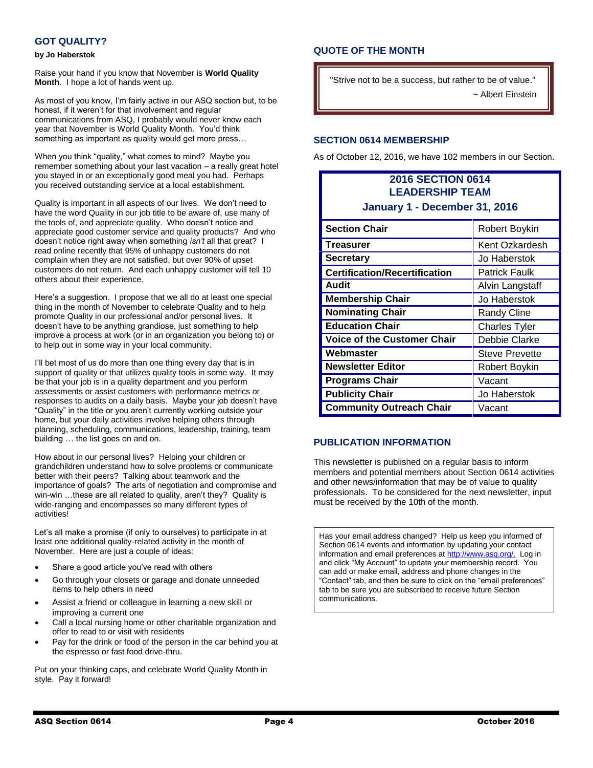## GOT QUALITY?

**by Jo Haberstok**

Raise your hand if you know that November is **World Quality Month**. I hope a lot of hands went up.

As most of you know, I'm fairly active in our ASQ section but, to be honest, if it weren't for that involvement and regular communications from ASQ, I probably would never know each year that November is World Quality Month. You'd think something as important as quality would get more press…

When you think "quality," what comes to mind? Maybe you remember something about your last vacation – a really great hotel you stayed in or an exceptionally good meal you had. Perhaps you received outstanding service at a local establishment.

Quality is important in all aspects of our lives. We don't need to have the word Quality in our job title to be aware of, use many of the tools of, and appreciate quality. Who doesn't notice and appreciate good customer service and quality products? And who doesn't notice right away when something *isn't* all that great? I read online recently that 95% of unhappy customers do not complain when they are not satisfied, but over 90% of upset customers do not return. And each unhappy customer will tell 10 others about their experience.

Here's a suggestion. I propose that we all do at least one special thing in the month of November to celebrate Quality and to help promote Quality in our professional and/or personal lives. It doesn't have to be anything grandiose, just something to help improve a process at work (or in an organization you belong to) or to help out in some way in your local community.

I'll bet most of us do more than one thing every day that is in support of quality or that utilizes quality tools in some way. It may be that your job is in a quality department and you perform assessments or assist customers with performance metrics or responses to audits on a daily basis. Maybe your job doesn't have "Quality" in the title or you aren't currently working outside your home, but your daily activities involve helping others through planning, scheduling, communications, leadership, training, team building … the list goes on and on.

How about in our personal lives? Helping your children or grandchildren understand how to solve problems or communicate better with their peers? Talking about teamwork and the importance of goals? The arts of negotiation and compromise and win-win …these are all related to quality, aren't they? Quality is wide-ranging and encompasses so many different types of activities!

Let's all make a promise (if only to ourselves) to participate in at least one additional quality-related activity in the month of November. Here are just a couple of ideas:

- Share a good article you've read with others
- Go through your closets or garage and donate unneeded items to help others in need
- Assist a friend or colleague in learning a new skill or improving a current one
- Call a local nursing home or other charitable organization and offer to read to or visit with residents
- Pay for the drink or food of the person in the car behind you at the espresso or fast food drive-thru.

Put on your thinking caps, and celebrate World Quality Month in style. Pay it forward!

## QUOTE OF THE MONTH

"Strive not to be a success, but rather to be of value."

~ Albert Einstein

## SECTION 0614 MEMBERSHIP

As of October 12, 2016, we have 102 members in our Section.

### 2016 SECTION 0614 LEADERSHIP TEAM

**January 1 - December 31, 2016**

| | |
|---|---|
| **Section Chair** | Robert Boykin |
| **Treasurer** | Kent Ozkardesh |
| **Secretary** | Jo Haberstok |
| **Certification/Recertification** | Patrick Faulk |
| **Audit** | Alvin Langstaff |
| **Membership Chair** | Jo Haberstok |
| **Nominating Chair** | Randy Cline |
| **Education Chair** | Charles Tyler |
| **Voice of the Customer Chair** | Debbie Clarke |
| **Webmaster** | Steve Prevette |
| **Newsletter Editor** | Robert Boykin |
| **Programs Chair** | Vacant |
| **Publicity Chair** | Jo Haberstok |
| **Community Outreach Chair** | Vacant |

## PUBLICATION INFORMATION

This newsletter is published on a regular basis to inform members and potential members about Section 0614 activities and other news/information that may be of value to quality professionals. To be considered for the next newsletter, input must be received by the 10th of the month.

Has your email address changed? Help us keep you informed of Section 0614 events and information by updating your contact information and email preferences at http://www.asq.org/. Log in and click "My Account" to update your membership record. You can add or make email, address and phone changes in the "Contact" tab, and then be sure to click on the "email preferences" tab to be sure you are subscribed to receive future Section communications.